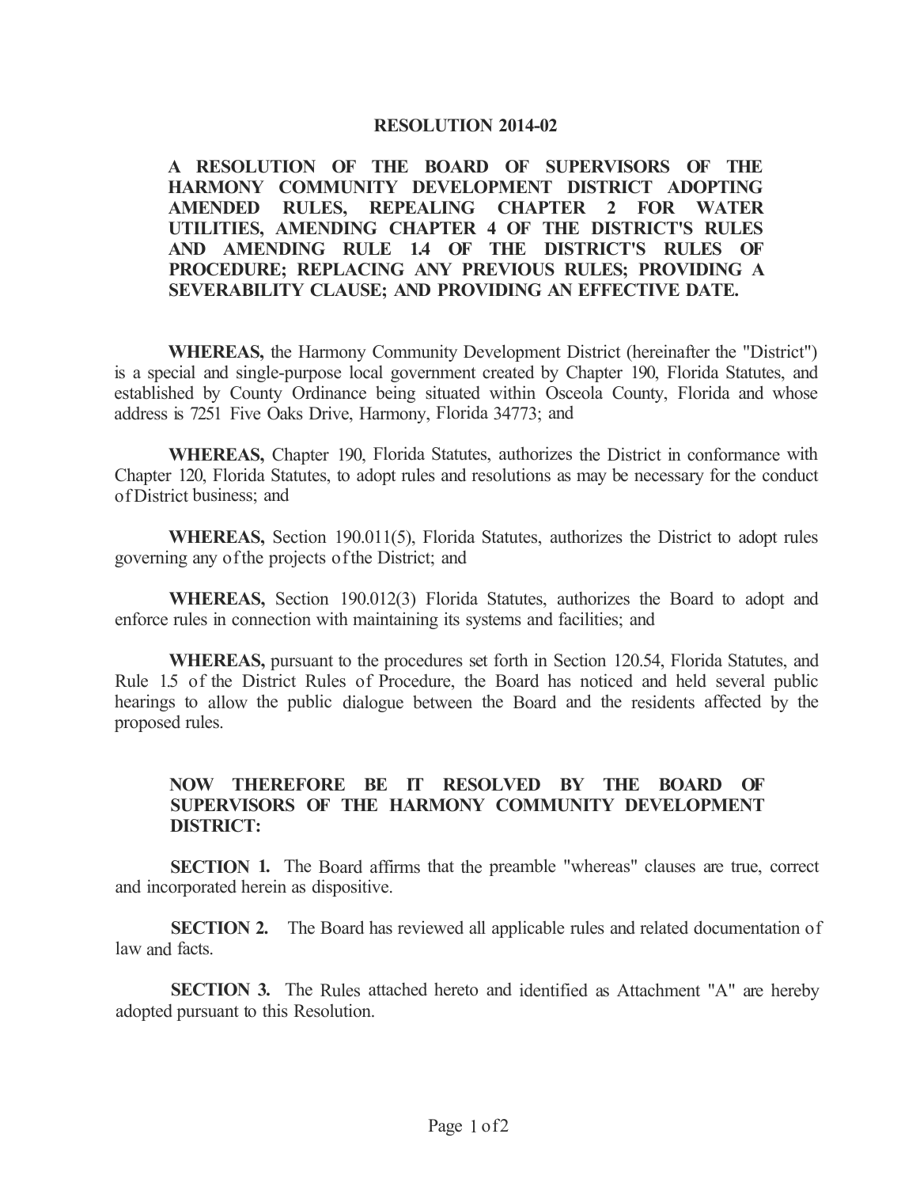# RESOLUTION 2014-02

**A RESOLUTION OF THE BOARD OF SUPERVISORS OF THE HARMONY COMMUNITY DEVELOPMENT DISTRICT ADOPTING AMENDED RULES, REPEALING CHAPTER 2 FOR WATER UTILITIES, AMENDING CHAPTER 4 OF THE DISTRICT'S RULES AND AMENDING RULE 1.4 OF THE DISTRICT'S RULES OF PROCEDURE; REPLACING ANY PREVIOUS RULES; PROVIDING A SEVERABILITY CLAUSE; AND PROVIDING AN EFFECTIVE DATE.**

**WHEREAS,** the Harmony Community Development District (hereinafter the "District") is a special and single-purpose local government created by Chapter 190, Florida Statutes, and established by County Ordinance being situated within Osceola County, Florida and whose address is 7251 Five Oaks Drive, Harmony, Florida 34773; and

**WHEREAS,** Chapter 190, Florida Statutes, authorizes the District in conformance with Chapter 120, Florida Statutes, to adopt rules and resolutions as may be necessary for the conduct of District business; and

**WHEREAS,** Section 190.011(5), Florida Statutes, authorizes the District to adopt rules governing any of the projects of the District; and

**WHEREAS,** Section 190.012(3) Florida Statutes, authorizes the Board to adopt and enforce rules in connection with maintaining its systems and facilities; and

**WHEREAS,** pursuant to the procedures set forth in Section 120.54, Florida Statutes, and Rule 1.5 of the District Rules of Procedure, the Board has noticed and held several public hearings to allow the public dialogue between the Board and the residents affected by the proposed rules.

**NOW THEREFORE BE IT RESOLVED BY THE BOARD OF SUPERVISORS OF THE HARMONY COMMUNITY DEVELOPMENT DISTRICT:**

**SECTION 1.** The Board affirms that the preamble "whereas" clauses are true, correct and incorporated herein as dispositive.

**SECTION 2.** The Board has reviewed all applicable rules and related documentation of law and facts.

**SECTION 3.** The Rules attached hereto and identified as Attachment "A" are hereby adopted pursuant to this Resolution.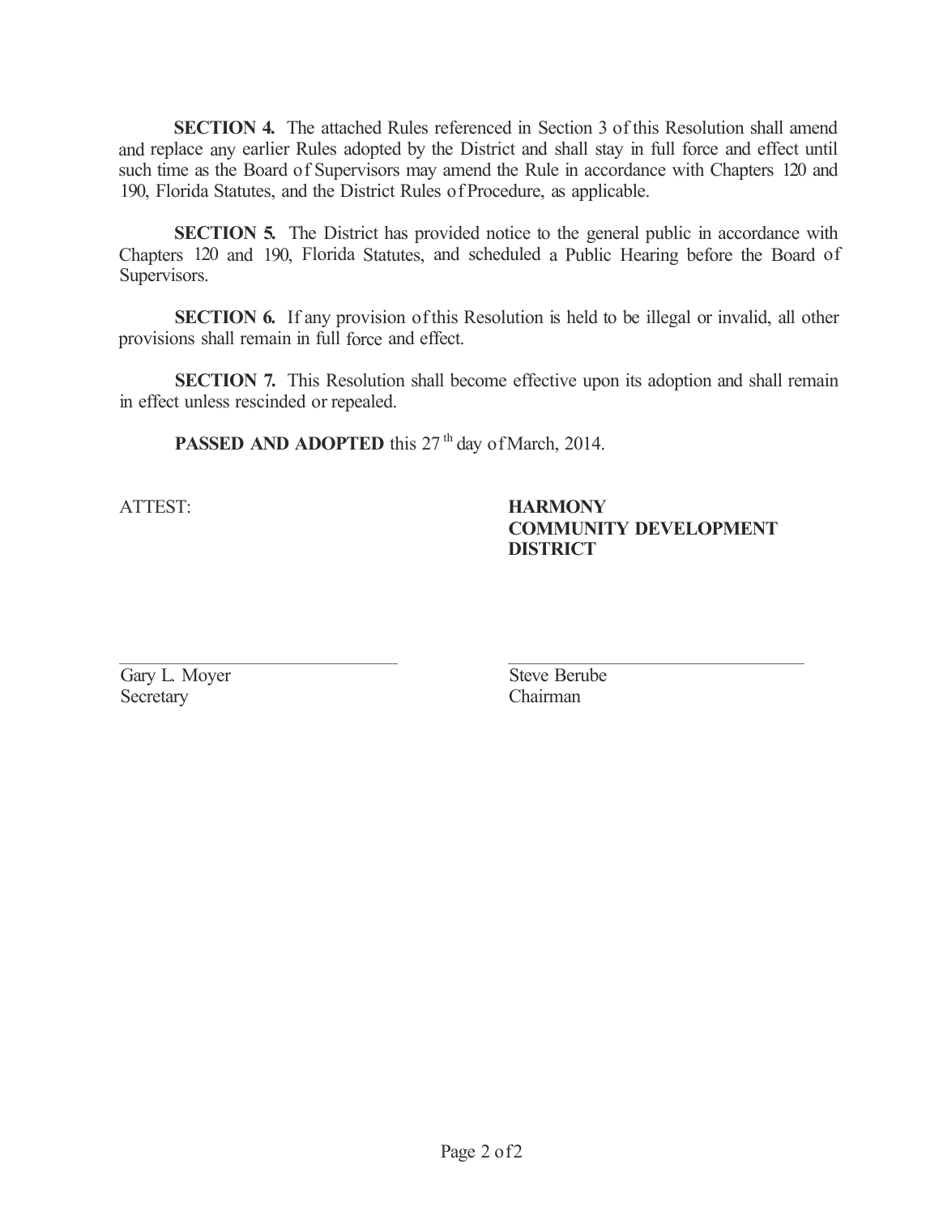**SECTION 4.** The attached Rules referenced in Section 3 of this Resolution shall amend and replace any earlier Rules adopted by the District and shall stay in full force and effect until such time as the Board of Supervisors may amend the Rule in accordance with Chapters 120 and 190, Florida Statutes, and the District Rules of Procedure, as applicable.

**SECTION 5.** The District has provided notice to the general public in accordance with Chapters 120 and 190, Florida Statutes, and scheduled a Public Hearing before the Board of Supervisors.

**SECTION 6.** If any provision of this Resolution is held to be illegal or invalid, all other provisions shall remain in full force and effect.

**SECTION 7.** This Resolution shall become effective upon its adoption and shall remain in effect unless rescinded or repealed.

**PASSED AND ADOPTED** this 27th day of March, 2014.

ATTEST:

**HARMONY COMMUNITY DEVELOPMENT DISTRICT**

\_\_\_\_\_\_\_\_\_\_\_\_\_\_\_\_\_\_\_\_\_\_\_\_\_\_\_\_\_\_
Gary L. Moyer
Secretary

\_\_\_\_\_\_\_\_\_\_\_\_\_\_\_\_\_\_\_\_\_\_\_\_\_\_\_\_\_\_
Steve Berube
Chairman